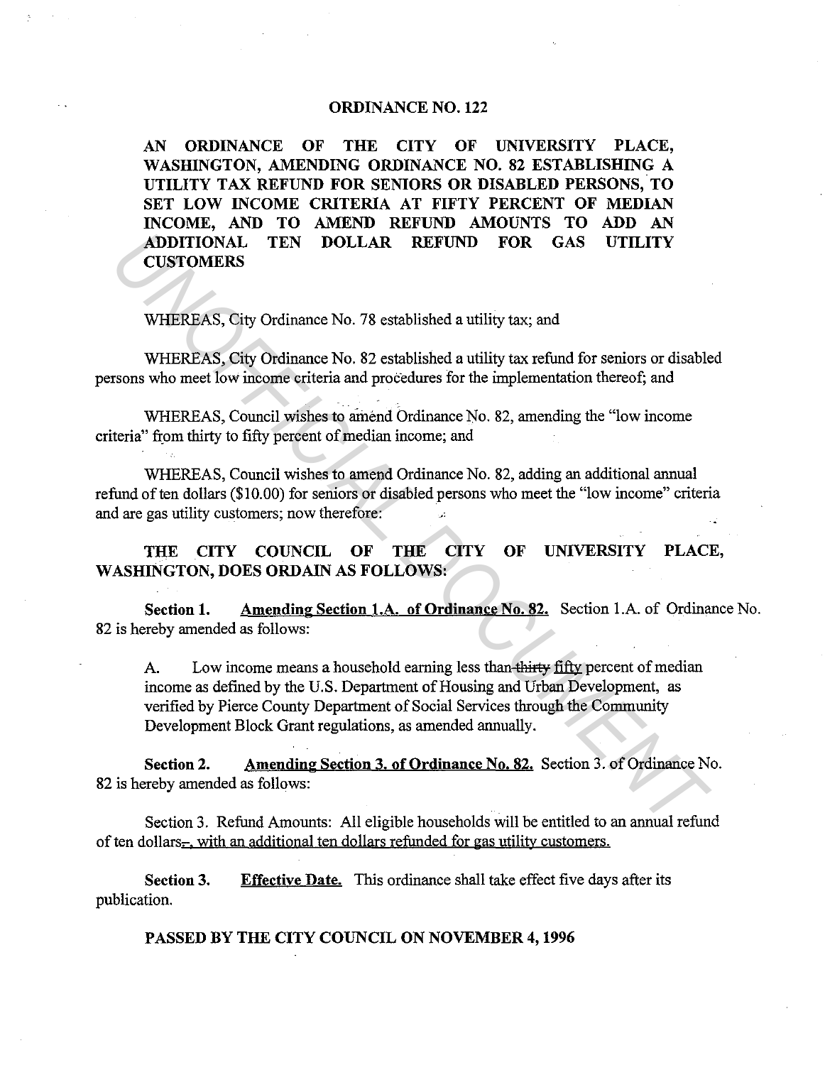**ORDINANCE NO. 122**

**AN ORDINANCE OF THE CITY OF UNIVERSITY PLACE, WASHINGTON, AMENDING ORDINANCE NO. 82 ESTABLISHING A UTILITY TAX REFUND FOR SENIORS OR DISABLED PERSONS, TO SET LOW INCOME CRITERIA AT FIFTY PERCENT OF MEDIAN INCOME, AND TO AMEND REFUND AMOUNTS TO ADD AN ADDITIONAL TEN DOLLAR REFUND FOR GAS UTILITY CUSTOMERS**

WHEREAS, City Ordinance No. 78 established a utility tax; and

WHEREAS, City Ordinance No. 82 established a utility tax refund for seniors or disabled persons who meet low income criteria and procedures for the implementation thereof; and

WHEREAS, Council wishes to amend Ordinance No. 82, amending the "low income criteria" from thirty to fifty percent of median income; and

WHEREAS, Council wishes to amend Ordinance No. 82, adding an additional annual refund of ten dollars ($10.00) for seniors or disabled persons who meet the "low income" criteria and are gas utility customers; now therefore:

**THE CITY COUNCIL OF THE CITY OF UNIVERSITY PLACE, WASHINGTON, DOES ORDAIN AS FOLLOWS:**

**Section 1.** <u>Amending Section 1.A. of Ordinance No. 82.</u> Section 1.A. of Ordinance No. 82 is hereby amended as follows:

> A. Low income means a household earning less than ~~thirty~~ <u>fifty</u> percent of median income as defined by the U.S. Department of Housing and Urban Development, as verified by Pierce County Department of Social Services through the Community Development Block Grant regulations, as amended annually.

**Section 2.** <u>Amending Section 3. of Ordinance No. 82.</u> Section 3. of Ordinance No. 82 is hereby amended as follows:

> Section 3. Refund Amounts: All eligible households will be entitled to an annual refund of ten dollars~~.~~<u>, with an additional ten dollars refunded for gas utility customers.</u>

**Section 3.** <u>Effective Date.</u> This ordinance shall take effect five days after its publication.

**PASSED BY THE CITY COUNCIL ON NOVEMBER 4, 1996**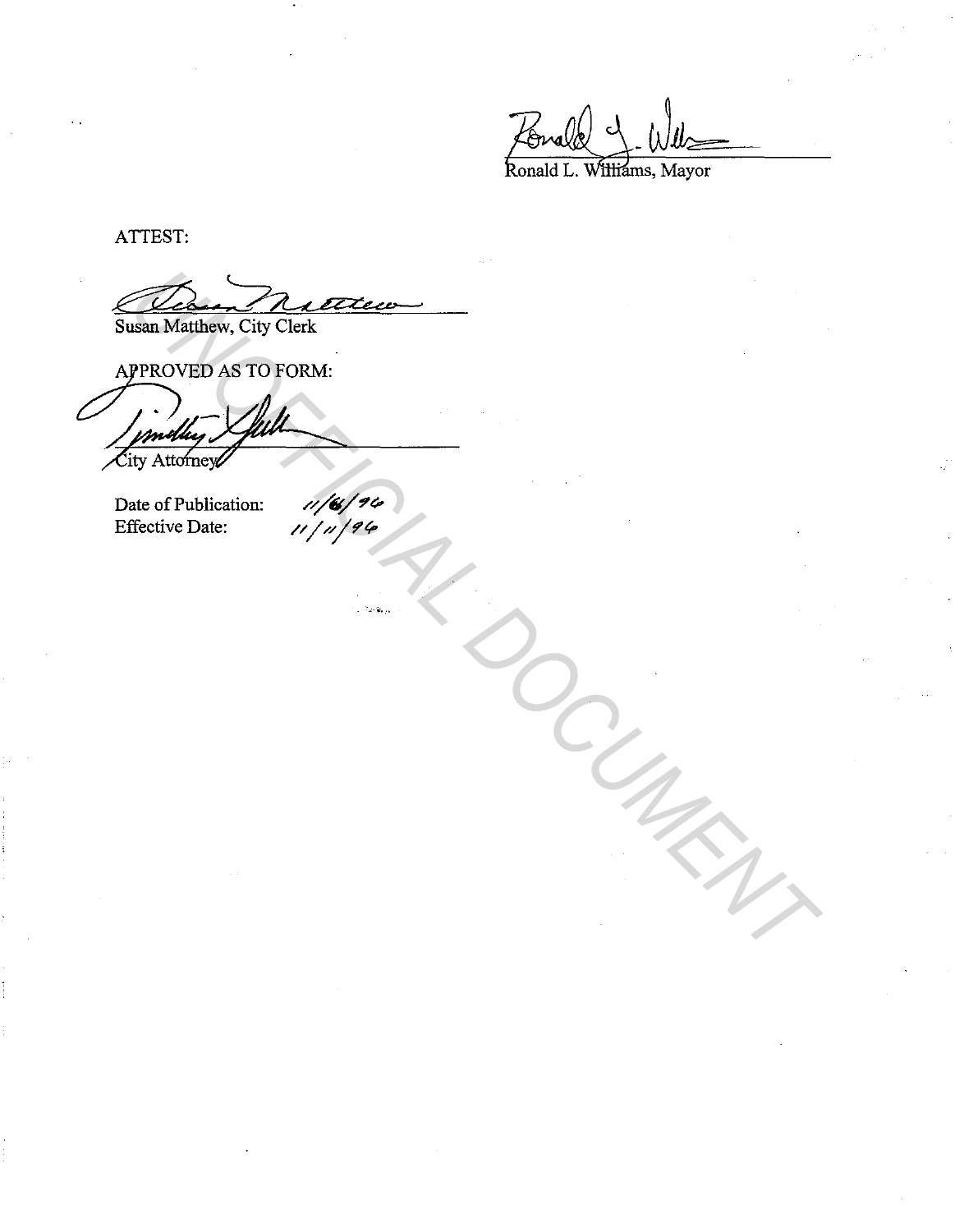Ronald L. Williams, Mayor

ATTEST:

Susan Matthew, City Clerk

APPROVED AS TO FORM:

City Attorney

Date of Publication: 11/6/96

Effective Date: 11/11/96

UNOFFICIAL DOCUMENT